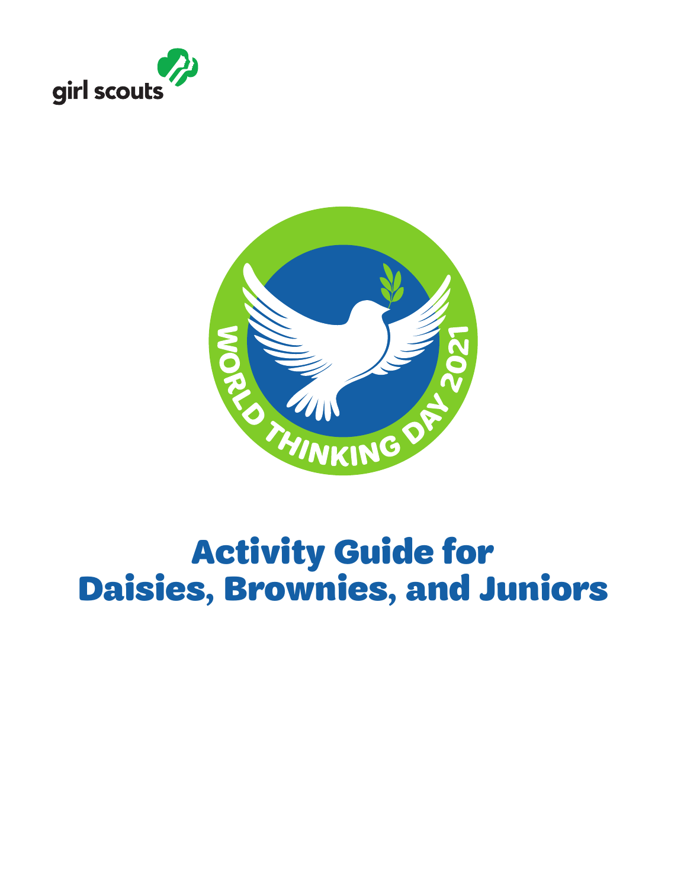girl scouts

WORLD THINKING DAY 2021

# Activity Guide for Daisies, Brownies, and Juniors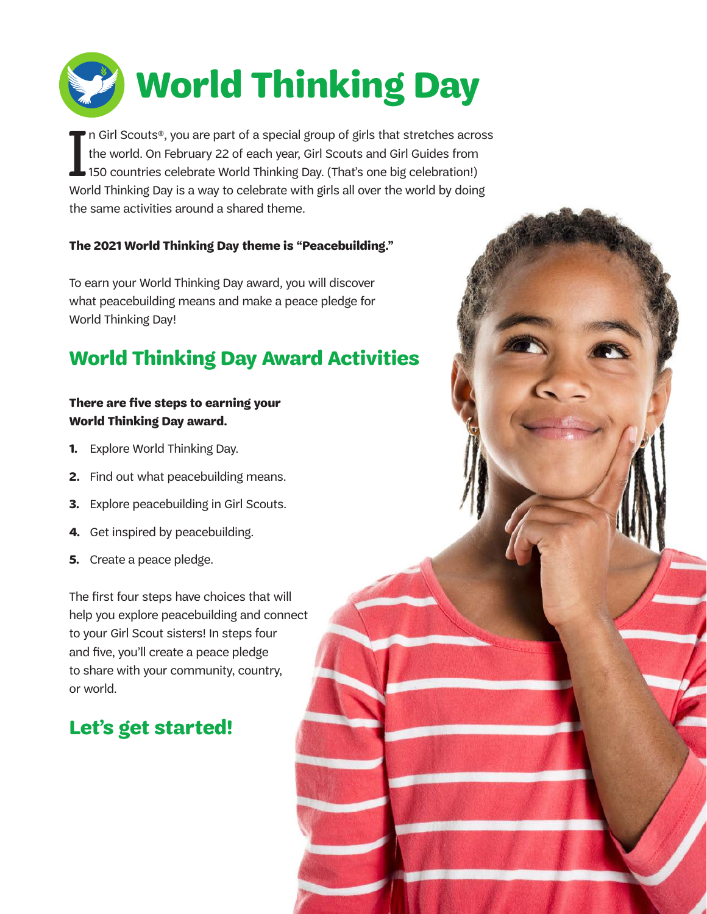# World Thinking Day

In Girl Scouts®, you are part of a special group of girls that stretches across the world. On February 22 of each year, Girl Scouts and Girl Guides from 150 countries celebrate World Thinking Day. (That's one big celebration!) World Thinking Day is a way to celebrate with girls all over the world by doing the same activities around a shared theme.

**The 2021 World Thinking Day theme is "Peacebuilding."**

To earn your World Thinking Day award, you will discover what peacebuilding means and make a peace pledge for World Thinking Day!

## World Thinking Day Award Activities

**There are five steps to earning your World Thinking Day award.**

1. Explore World Thinking Day.
2. Find out what peacebuilding means.
3. Explore peacebuilding in Girl Scouts.
4. Get inspired by peacebuilding.
5. Create a peace pledge.

The first four steps have choices that will help you explore peacebuilding and connect to your Girl Scout sisters! In steps four and five, you'll create a peace pledge to share with your community, country, or world.

## Let's get started!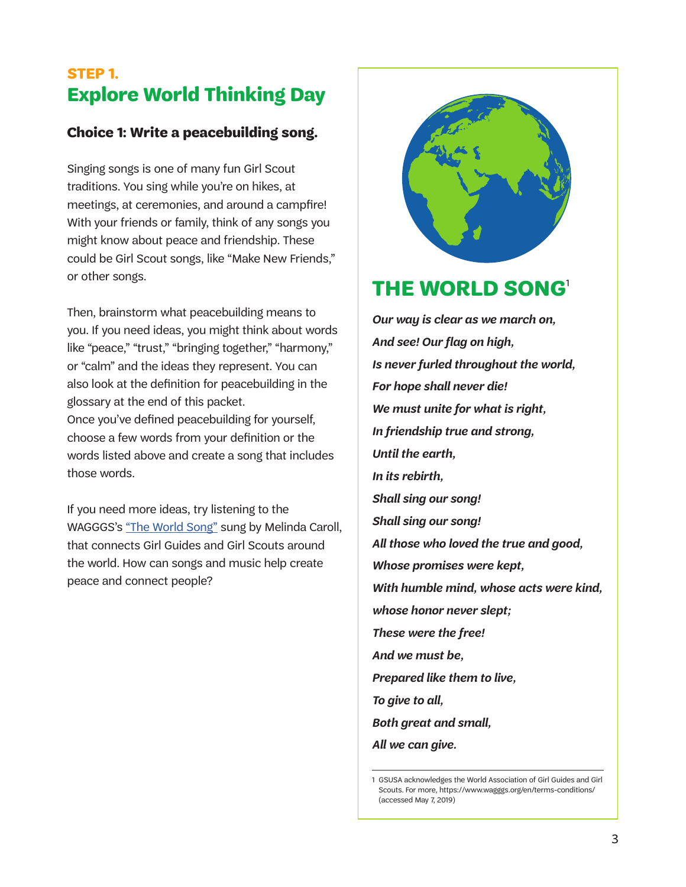**STEP 1.**

## Explore World Thinking Day

### Choice 1: Write a peacebuilding song.

Singing songs is one of many fun Girl Scout traditions. You sing while you're on hikes, at meetings, at ceremonies, and around a campfire! With your friends or family, think of any songs you might know about peace and friendship. These could be Girl Scout songs, like "Make New Friends," or other songs.

Then, brainstorm what peacebuilding means to you. If you need ideas, you might think about words like "peace," "trust," "bringing together," "harmony," or "calm" and the ideas they represent. You can also look at the definition for peacebuilding in the glossary at the end of this packet.
Once you've defined peacebuilding for yourself, choose a few words from your definition or the words listed above and create a song that includes those words.

If you need more ideas, try listening to the WAGGGS's "The World Song" sung by Melinda Caroll, that connects Girl Guides and Girl Scouts around the world. How can songs and music help create peace and connect people?

## THE WORLD SONG[1]

***Our way is clear as we march on,***
***And see! Our flag on high,***
***Is never furled throughout the world,***
***For hope shall never die!***
***We must unite for what is right,***
***In friendship true and strong,***
***Until the earth,***
***In its rebirth,***
***Shall sing our song!***
***Shall sing our song!***
***All those who loved the true and good,***
***Whose promises were kept,***
***With humble mind, whose acts were kind,***
***whose honor never slept;***
***These were the free!***
***And we must be,***
***Prepared like them to live,***
***To give to all,***
***Both great and small,***
***All we can give.***

1 GSUSA acknowledges the World Association of Girl Guides and Girl Scouts. For more, https://www.wagggs.org/en/terms-conditions/ (accessed May 7, 2019)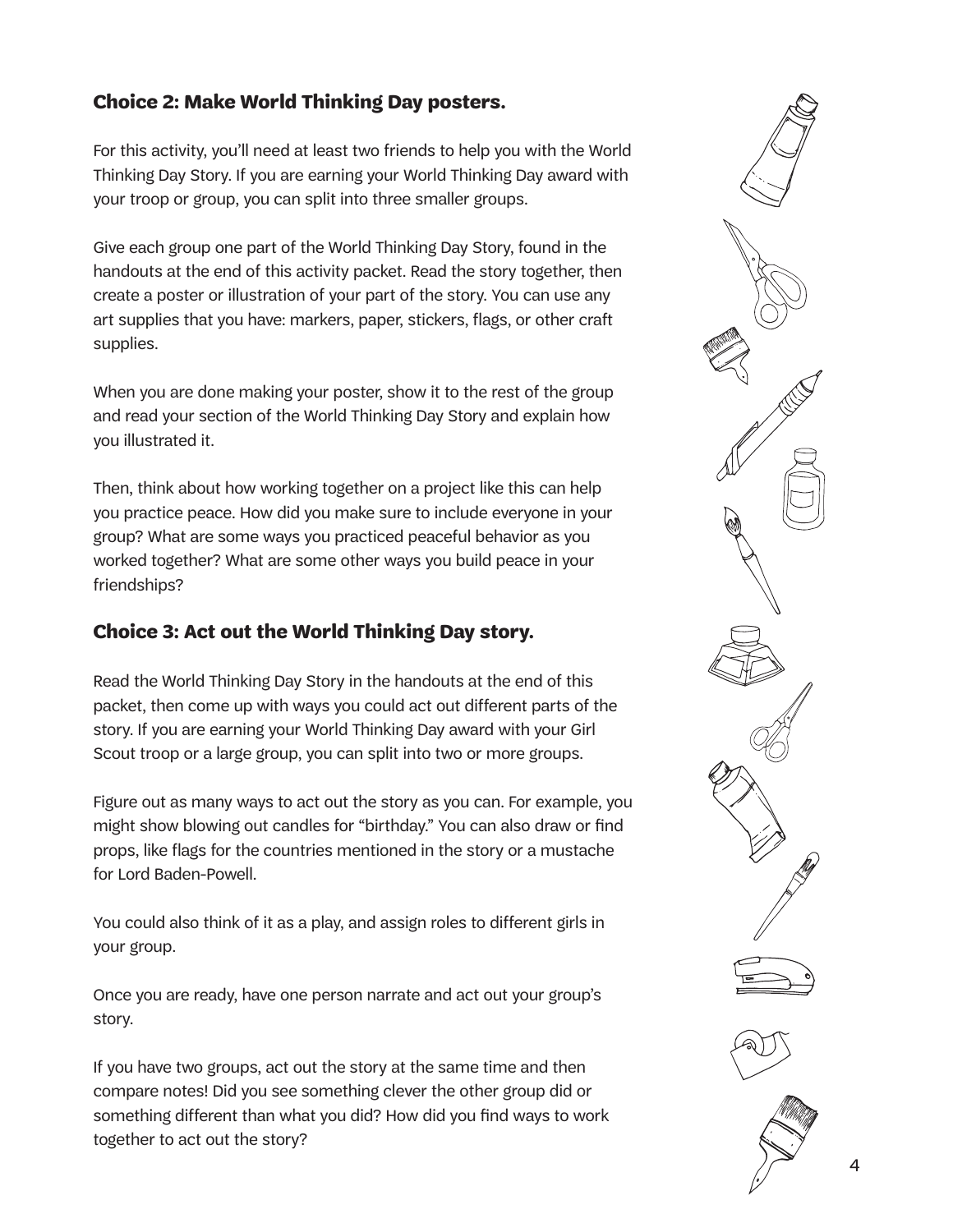### Choice 2: Make World Thinking Day posters.

For this activity, you'll need at least two friends to help you with the World Thinking Day Story. If you are earning your World Thinking Day award with your troop or group, you can split into three smaller groups.

Give each group one part of the World Thinking Day Story, found in the handouts at the end of this activity packet. Read the story together, then create a poster or illustration of your part of the story. You can use any art supplies that you have: markers, paper, stickers, flags, or other craft supplies.

When you are done making your poster, show it to the rest of the group and read your section of the World Thinking Day Story and explain how you illustrated it.

Then, think about how working together on a project like this can help you practice peace. How did you make sure to include everyone in your group? What are some ways you practiced peaceful behavior as you worked together? What are some other ways you build peace in your friendships?

### Choice 3: Act out the World Thinking Day story.

Read the World Thinking Day Story in the handouts at the end of this packet, then come up with ways you could act out different parts of the story. If you are earning your World Thinking Day award with your Girl Scout troop or a large group, you can split into two or more groups.

Figure out as many ways to act out the story as you can. For example, you might show blowing out candles for "birthday." You can also draw or find props, like flags for the countries mentioned in the story or a mustache for Lord Baden-Powell.

You could also think of it as a play, and assign roles to different girls in your group.

Once you are ready, have one person narrate and act out your group's story.

If you have two groups, act out the story at the same time and then compare notes! Did you see something clever the other group did or something different than what you did? How did you find ways to work together to act out the story?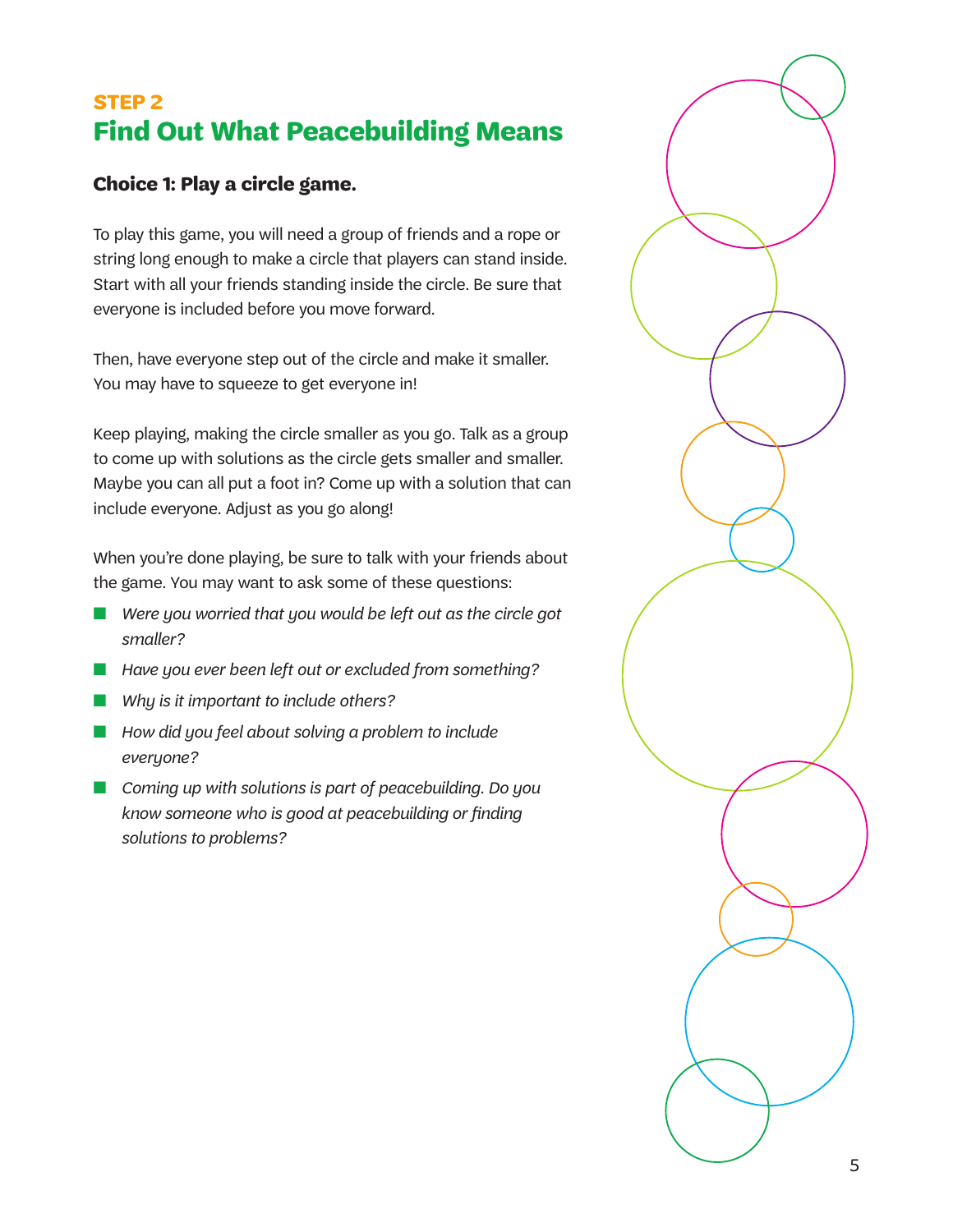**STEP 2**

## Find Out What Peacebuilding Means

### Choice 1: Play a circle game.

To play this game, you will need a group of friends and a rope or string long enough to make a circle that players can stand inside. Start with all your friends standing inside the circle. Be sure that everyone is included before you move forward.

Then, have everyone step out of the circle and make it smaller. You may have to squeeze to get everyone in!

Keep playing, making the circle smaller as you go. Talk as a group to come up with solutions as the circle gets smaller and smaller. Maybe you can all put a foot in? Come up with a solution that can include everyone. Adjust as you go along!

When you're done playing, be sure to talk with your friends about the game. You may want to ask some of these questions:

- *Were you worried that you would be left out as the circle got smaller?*
- *Have you ever been left out or excluded from something?*
- *Why is it important to include others?*
- *How did you feel about solving a problem to include everyone?*
- *Coming up with solutions is part of peacebuilding. Do you know someone who is good at peacebuilding or finding solutions to problems?*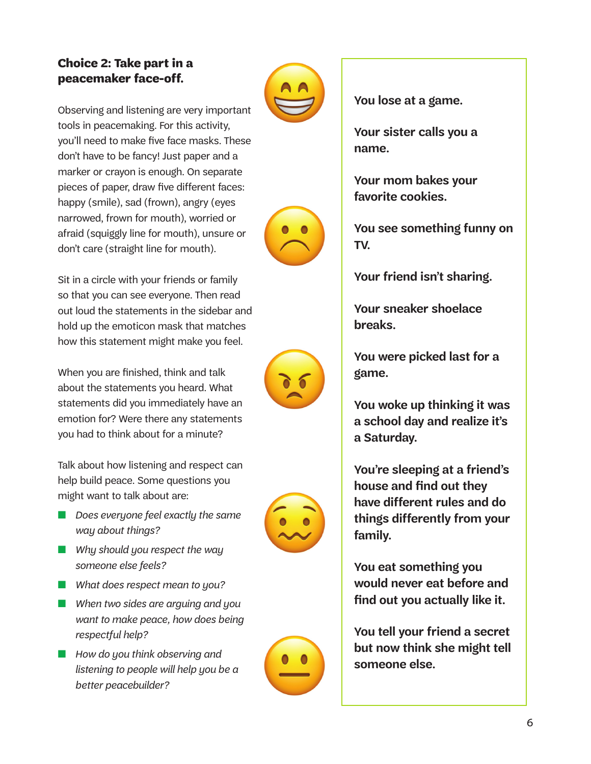### Choice 2: Take part in a peacemaker face-off.

Observing and listening are very important tools in peacemaking. For this activity, you'll need to make five face masks. These don't have to be fancy! Just paper and a marker or crayon is enough. On separate pieces of paper, draw five different faces: happy (smile), sad (frown), angry (eyes narrowed, frown for mouth), worried or afraid (squiggly line for mouth), unsure or don't care (straight line for mouth).

Sit in a circle with your friends or family so that you can see everyone. Then read out loud the statements in the sidebar and hold up the emoticon mask that matches how this statement might make you feel.

When you are finished, think and talk about the statements you heard. What statements did you immediately have an emotion for? Were there any statements you had to think about for a minute?

Talk about how listening and respect can help build peace. Some questions you might want to talk about are:

- *Does everyone feel exactly the same way about things?*
- *Why should you respect the way someone else feels?*
- *What does respect mean to you?*
- *When two sides are arguing and you want to make peace, how does being respectful help?*
- *How do you think observing and listening to people will help you be a better peacebuilder?*

**You lose at a game.**

**Your sister calls you a name.**

**Your mom bakes your favorite cookies.**

**You see something funny on TV.**

**Your friend isn't sharing.**

**Your sneaker shoelace breaks.**

**You were picked last for a game.**

**You woke up thinking it was a school day and realize it's a Saturday.**

**You're sleeping at a friend's house and find out they have different rules and do things differently from your family.**

**You eat something you would never eat before and find out you actually like it.**

**You tell your friend a secret but now think she might tell someone else.**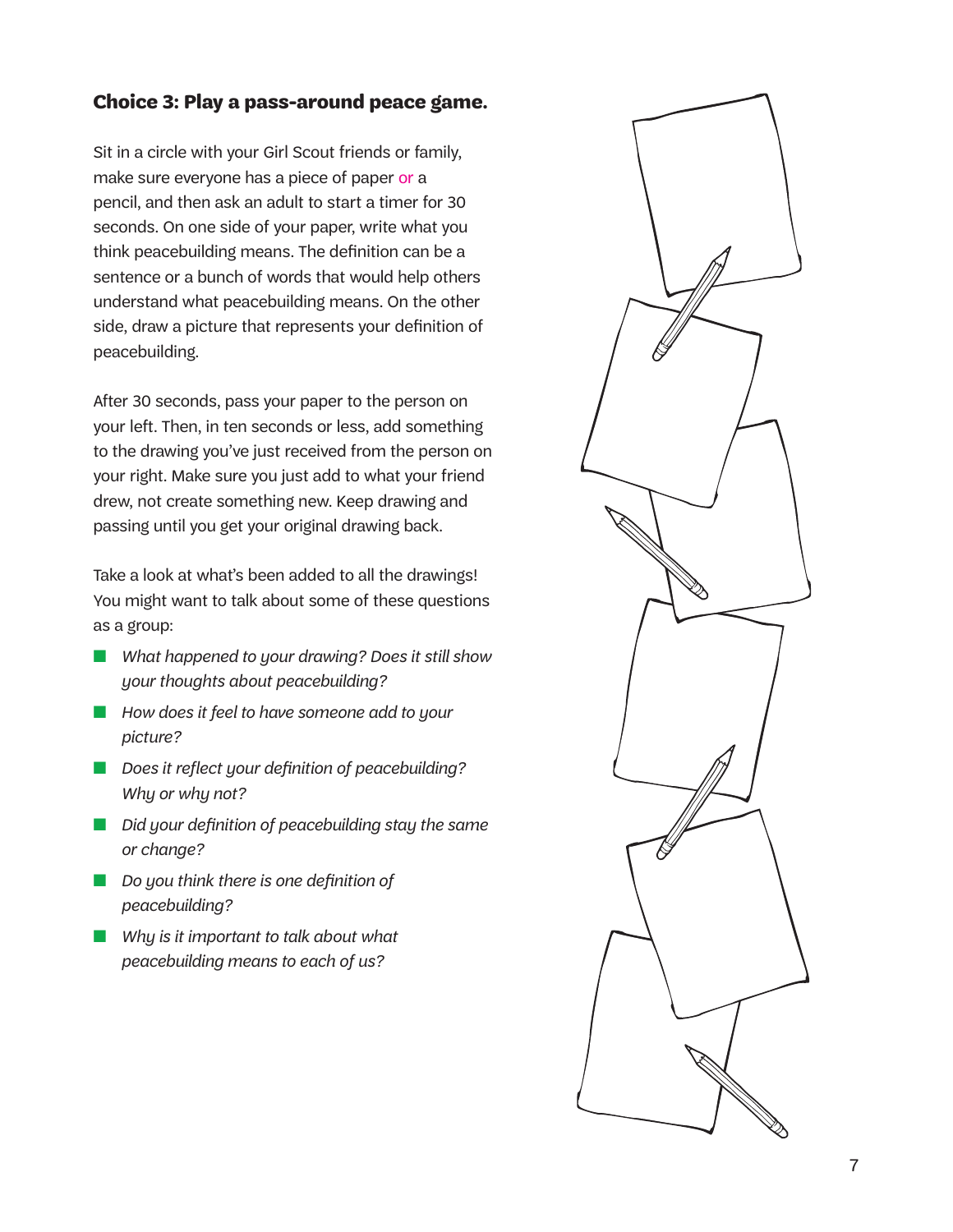### Choice 3: Play a pass-around peace game.

Sit in a circle with your Girl Scout friends or family, make sure everyone has a piece of paper or a pencil, and then ask an adult to start a timer for 30 seconds. On one side of your paper, write what you think peacebuilding means. The definition can be a sentence or a bunch of words that would help others understand what peacebuilding means. On the other side, draw a picture that represents your definition of peacebuilding.

After 30 seconds, pass your paper to the person on your left. Then, in ten seconds or less, add something to the drawing you've just received from the person on your right. Make sure you just add to what your friend drew, not create something new. Keep drawing and passing until you get your original drawing back.

Take a look at what's been added to all the drawings! You might want to talk about some of these questions as a group:

- *What happened to your drawing? Does it still show your thoughts about peacebuilding?*
- *How does it feel to have someone add to your picture?*
- *Does it reflect your definition of peacebuilding? Why or why not?*
- *Did your definition of peacebuilding stay the same or change?*
- *Do you think there is one definition of peacebuilding?*
- *Why is it important to talk about what peacebuilding means to each of us?*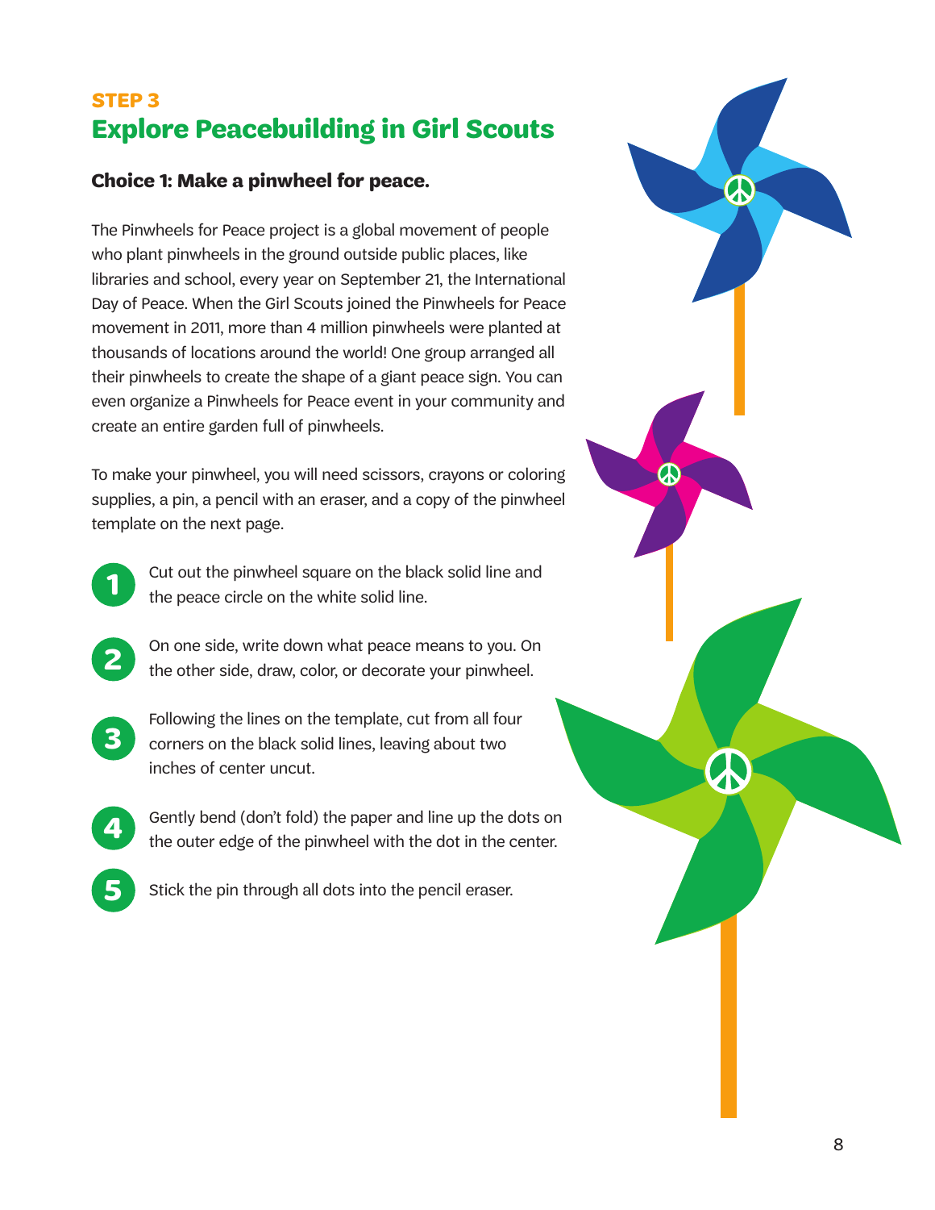**STEP 3**

## Explore Peacebuilding in Girl Scouts

### Choice 1: Make a pinwheel for peace.

The Pinwheels for Peace project is a global movement of people who plant pinwheels in the ground outside public places, like libraries and school, every year on September 21, the International Day of Peace. When the Girl Scouts joined the Pinwheels for Peace movement in 2011, more than 4 million pinwheels were planted at thousands of locations around the world! One group arranged all their pinwheels to create the shape of a giant peace sign. You can even organize a Pinwheels for Peace event in your community and create an entire garden full of pinwheels.

To make your pinwheel, you will need scissors, crayons or coloring supplies, a pin, a pencil with an eraser, and a copy of the pinwheel template on the next page.

1. Cut out the pinwheel square on the black solid line and the peace circle on the white solid line.
2. On one side, write down what peace means to you. On the other side, draw, color, or decorate your pinwheel.
3. Following the lines on the template, cut from all four corners on the black solid lines, leaving about two inches of center uncut.
4. Gently bend (don't fold) the paper and line up the dots on the outer edge of the pinwheel with the dot in the center.
5. Stick the pin through all dots into the pencil eraser.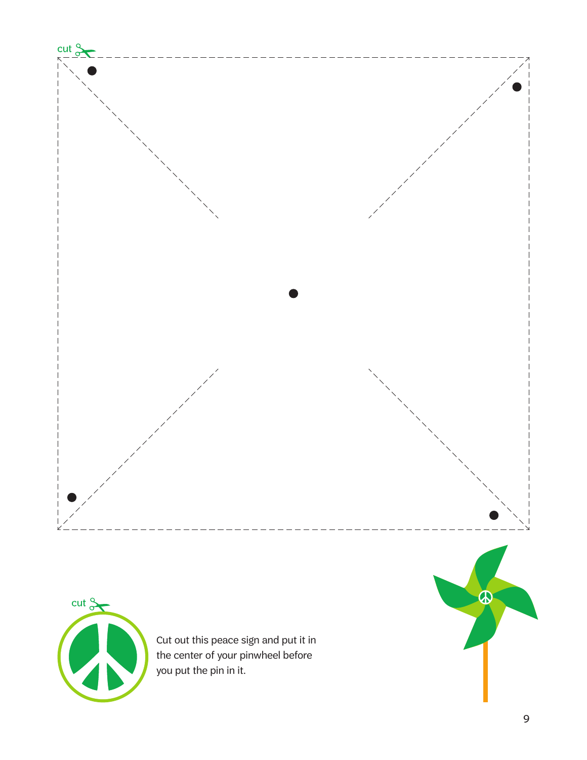cut

cut

Cut out this peace sign and put it in the center of your pinwheel before you put the pin in it.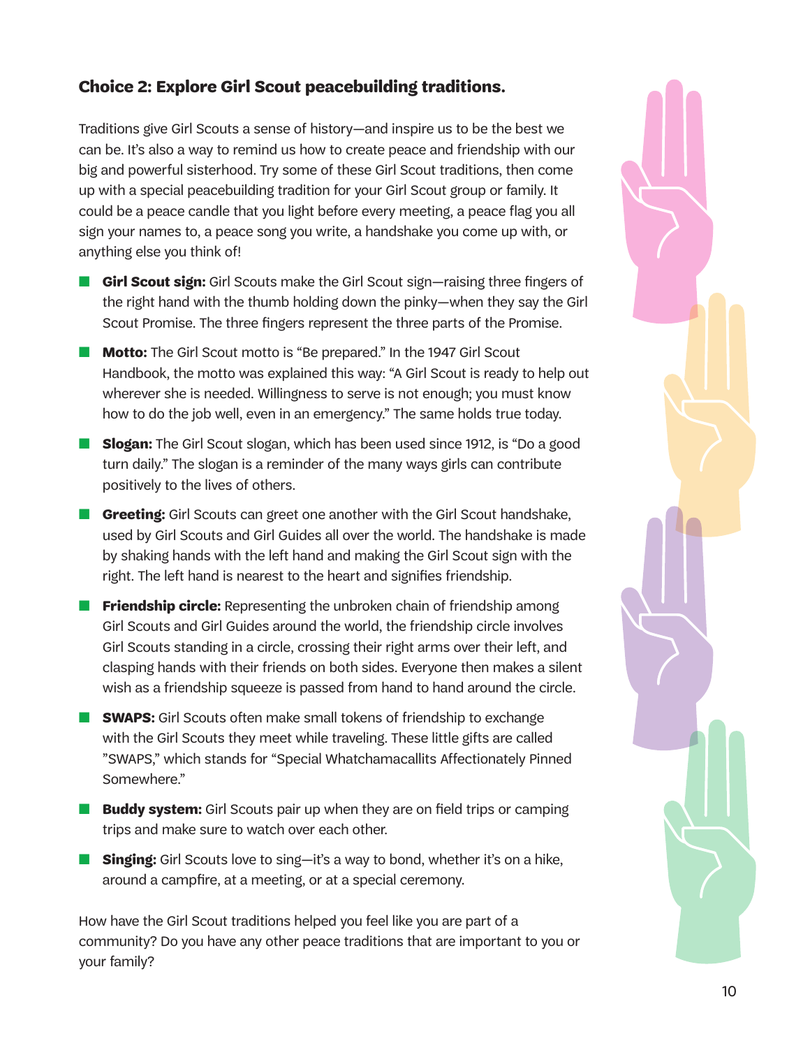### Choice 2: Explore Girl Scout peacebuilding traditions.

Traditions give Girl Scouts a sense of history—and inspire us to be the best we can be. It's also a way to remind us how to create peace and friendship with our big and powerful sisterhood. Try some of these Girl Scout traditions, then come up with a special peacebuilding tradition for your Girl Scout group or family. It could be a peace candle that you light before every meeting, a peace flag you all sign your names to, a peace song you write, a handshake you come up with, or anything else you think of!

- **Girl Scout sign:** Girl Scouts make the Girl Scout sign—raising three fingers of the right hand with the thumb holding down the pinky—when they say the Girl Scout Promise. The three fingers represent the three parts of the Promise.
- **Motto:** The Girl Scout motto is "Be prepared." In the 1947 Girl Scout Handbook, the motto was explained this way: "A Girl Scout is ready to help out wherever she is needed. Willingness to serve is not enough; you must know how to do the job well, even in an emergency." The same holds true today.
- **Slogan:** The Girl Scout slogan, which has been used since 1912, is "Do a good turn daily." The slogan is a reminder of the many ways girls can contribute positively to the lives of others.
- **Greeting:** Girl Scouts can greet one another with the Girl Scout handshake, used by Girl Scouts and Girl Guides all over the world. The handshake is made by shaking hands with the left hand and making the Girl Scout sign with the right. The left hand is nearest to the heart and signifies friendship.
- **Friendship circle:** Representing the unbroken chain of friendship among Girl Scouts and Girl Guides around the world, the friendship circle involves Girl Scouts standing in a circle, crossing their right arms over their left, and clasping hands with their friends on both sides. Everyone then makes a silent wish as a friendship squeeze is passed from hand to hand around the circle.
- **SWAPS:** Girl Scouts often make small tokens of friendship to exchange with the Girl Scouts they meet while traveling. These little gifts are called "SWAPS," which stands for "Special Whatchamacallits Affectionately Pinned Somewhere."
- **Buddy system:** Girl Scouts pair up when they are on field trips or camping trips and make sure to watch over each other.
- **Singing:** Girl Scouts love to sing—it's a way to bond, whether it's on a hike, around a campfire, at a meeting, or at a special ceremony.

How have the Girl Scout traditions helped you feel like you are part of a community? Do you have any other peace traditions that are important to you or your family?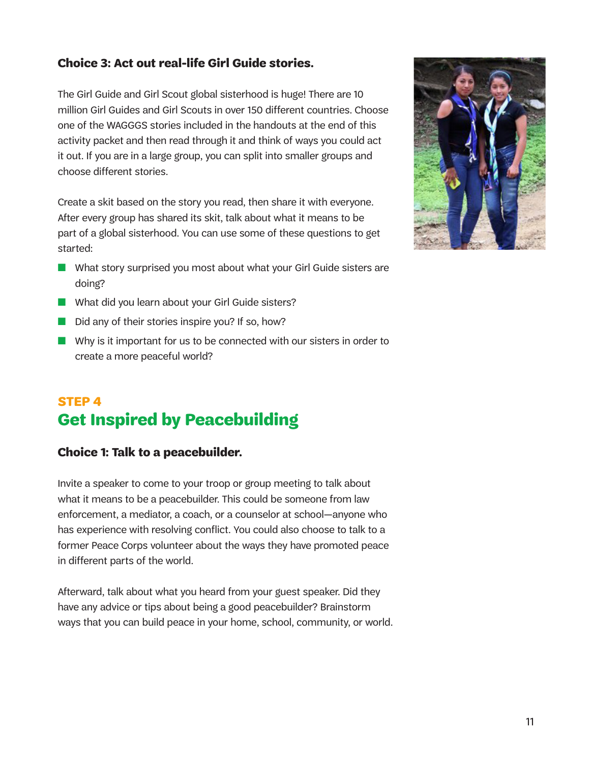### Choice 3: Act out real-life Girl Guide stories.

The Girl Guide and Girl Scout global sisterhood is huge! There are 10 million Girl Guides and Girl Scouts in over 150 different countries. Choose one of the WAGGGS stories included in the handouts at the end of this activity packet and then read through it and think of ways you could act it out. If you are in a large group, you can split into smaller groups and choose different stories.

Create a skit based on the story you read, then share it with everyone. After every group has shared its skit, talk about what it means to be part of a global sisterhood. You can use some of these questions to get started:

- What story surprised you most about what your Girl Guide sisters are doing?
- What did you learn about your Girl Guide sisters?
- Did any of their stories inspire you? If so, how?
- Why is it important for us to be connected with our sisters in order to create a more peaceful world?

## STEP 4
## Get Inspired by Peacebuilding

### Choice 1: Talk to a peacebuilder.

Invite a speaker to come to your troop or group meeting to talk about what it means to be a peacebuilder. This could be someone from law enforcement, a mediator, a coach, or a counselor at school—anyone who has experience with resolving conflict. You could also choose to talk to a former Peace Corps volunteer about the ways they have promoted peace in different parts of the world.

Afterward, talk about what you heard from your guest speaker. Did they have any advice or tips about being a good peacebuilder? Brainstorm ways that you can build peace in your home, school, community, or world.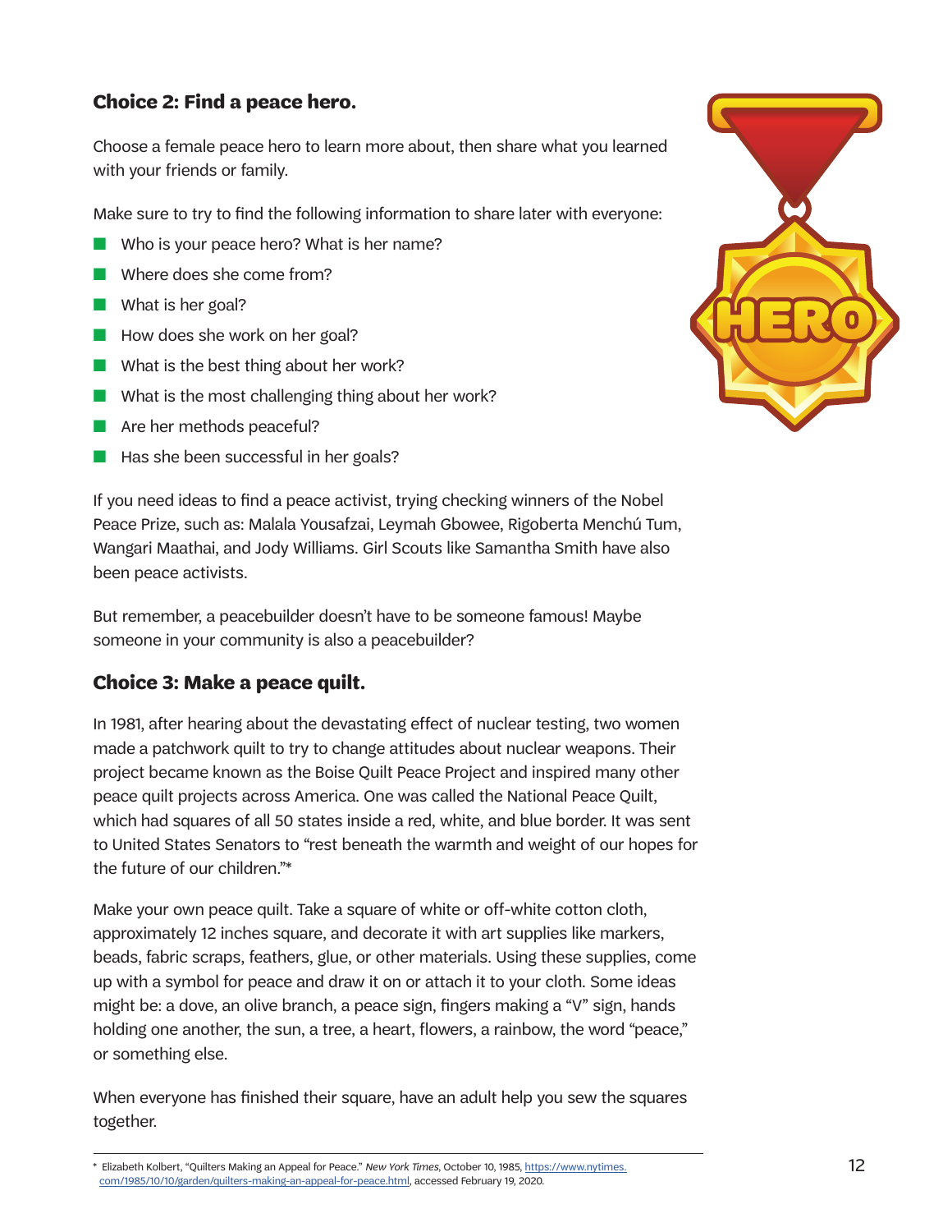### Choice 2: Find a peace hero.

Choose a female peace hero to learn more about, then share what you learned with your friends or family.

Make sure to try to find the following information to share later with everyone:

- Who is your peace hero? What is her name?
- Where does she come from?
- What is her goal?
- How does she work on her goal?
- What is the best thing about her work?
- What is the most challenging thing about her work?
- Are her methods peaceful?
- Has she been successful in her goals?

If you need ideas to find a peace activist, trying checking winners of the Nobel Peace Prize, such as: Malala Yousafzai, Leymah Gbowee, Rigoberta Menchú Tum, Wangari Maathai, and Jody Williams. Girl Scouts like Samantha Smith have also been peace activists.

But remember, a peacebuilder doesn't have to be someone famous! Maybe someone in your community is also a peacebuilder?

### Choice 3: Make a peace quilt.

In 1981, after hearing about the devastating effect of nuclear testing, two women made a patchwork quilt to try to change attitudes about nuclear weapons. Their project became known as the Boise Quilt Peace Project and inspired many other peace quilt projects across America. One was called the National Peace Quilt, which had squares of all 50 states inside a red, white, and blue border. It was sent to United States Senators to "rest beneath the warmth and weight of our hopes for the future of our children."*

Make your own peace quilt. Take a square of white or off-white cotton cloth, approximately 12 inches square, and decorate it with art supplies like markers, beads, fabric scraps, feathers, glue, or other materials. Using these supplies, come up with a symbol for peace and draw it on or attach it to your cloth. Some ideas might be: a dove, an olive branch, a peace sign, fingers making a "V" sign, hands holding one another, the sun, a tree, a heart, flowers, a rainbow, the word "peace," or something else.

When everyone has finished their square, have an adult help you sew the squares together.

---

* Elizabeth Kolbert, "Quilters Making an Appeal for Peace." *New York Times*, October 10, 1985, https://www.nytimes.com/1985/10/10/garden/quilters-making-an-appeal-for-peace.html, accessed February 19, 2020.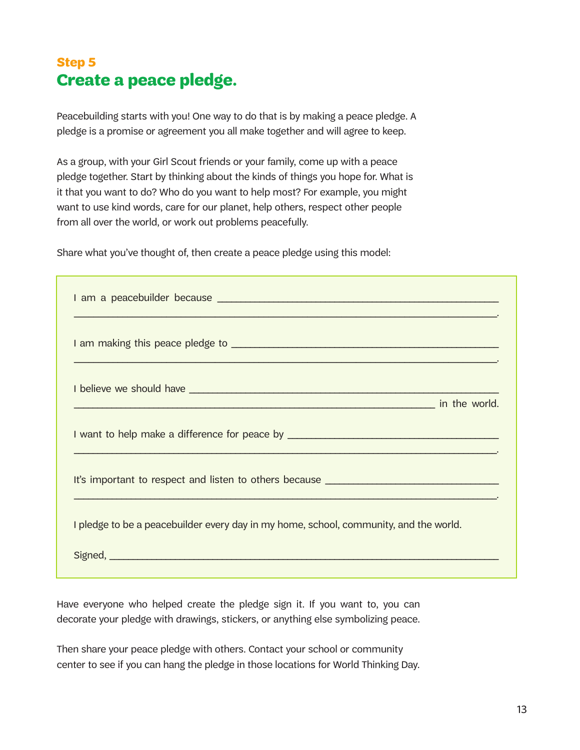Step 5

## Create a peace pledge.

Peacebuilding starts with you! One way to do that is by making a peace pledge. A pledge is a promise or agreement you all make together and will agree to keep.

As a group, with your Girl Scout friends or your family, come up with a peace pledge together. Start by thinking about the kinds of things you hope for. What is it that you want to do? Who do you want to help most? For example, you might want to use kind words, care for our planet, help others, respect other people from all over the world, or work out problems peacefully.

Share what you've thought of, then create a peace pledge using this model:

I am a peacebuilder because ______________________________________________
______________________________________________________________________.

I am making this peace pledge to ___________________________________________
______________________________________________________________________.

I believe we should have ________________________________________________
________________________________________________________ in the world.

I want to help make a difference for peace by _______________________________
______________________________________________________________________.

It's important to respect and listen to others because _________________________
______________________________________________________________________.

I pledge to be a peacebuilder every day in my home, school, community, and the world.

Signed, _______________________________________________________________

Have everyone who helped create the pledge sign it. If you want to, you can decorate your pledge with drawings, stickers, or anything else symbolizing peace.

Then share your peace pledge with others. Contact your school or community center to see if you can hang the pledge in those locations for World Thinking Day.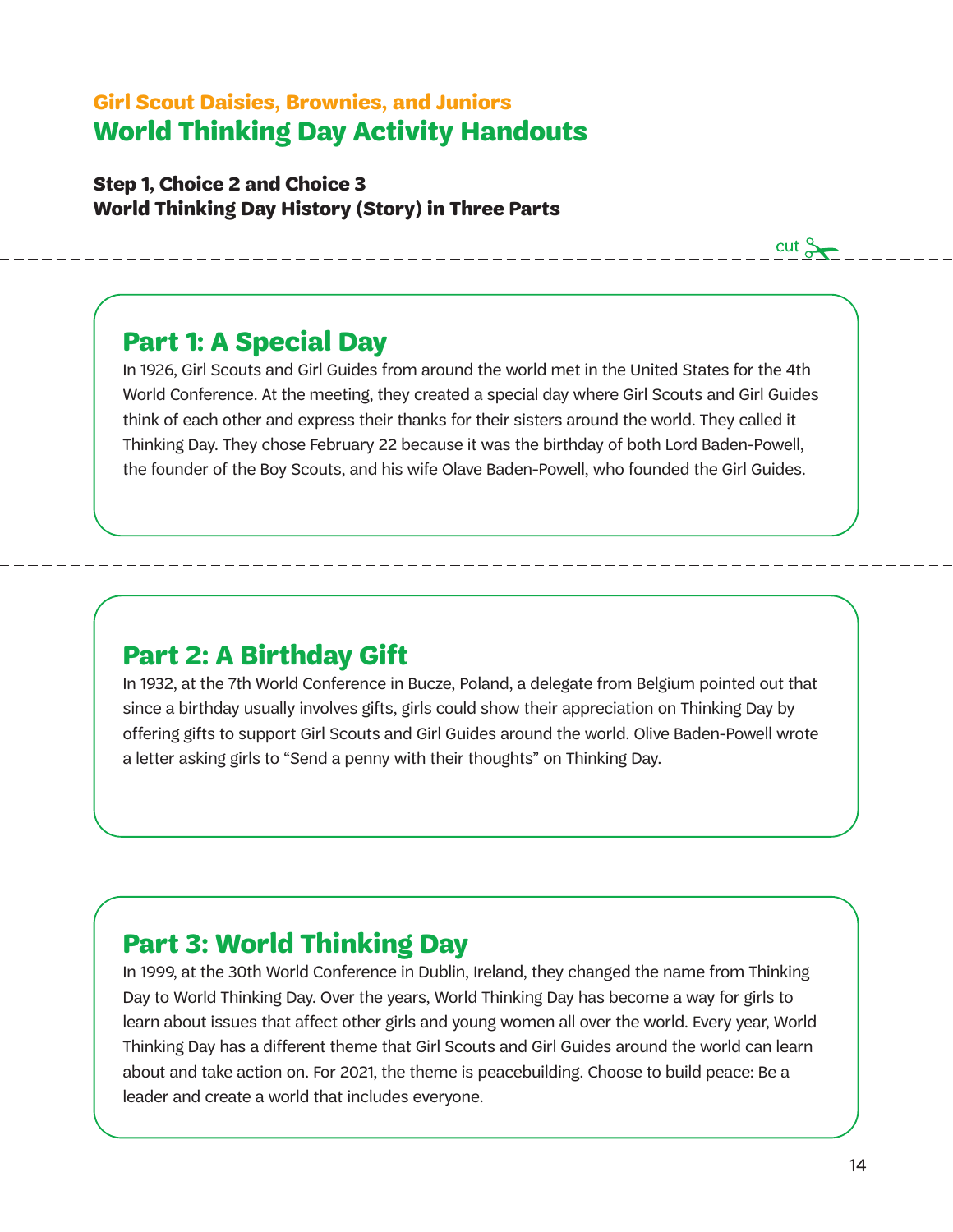**Girl Scout Daisies, Brownies, and Juniors**

# World Thinking Day Activity Handouts

**Step 1, Choice 2 and Choice 3**
**World Thinking Day History (Story) in Three Parts**

cut

## Part 1: A Special Day

In 1926, Girl Scouts and Girl Guides from around the world met in the United States for the 4th World Conference. At the meeting, they created a special day where Girl Scouts and Girl Guides think of each other and express their thanks for their sisters around the world. They called it Thinking Day. They chose February 22 because it was the birthday of both Lord Baden-Powell, the founder of the Boy Scouts, and his wife Olave Baden-Powell, who founded the Girl Guides.

## Part 2: A Birthday Gift

In 1932, at the 7th World Conference in Bucze, Poland, a delegate from Belgium pointed out that since a birthday usually involves gifts, girls could show their appreciation on Thinking Day by offering gifts to support Girl Scouts and Girl Guides around the world. Olave Baden-Powell wrote a letter asking girls to "Send a penny with their thoughts" on Thinking Day.

## Part 3: World Thinking Day

In 1999, at the 30th World Conference in Dublin, Ireland, they changed the name from Thinking Day to World Thinking Day. Over the years, World Thinking Day has become a way for girls to learn about issues that affect other girls and young women all over the world. Every year, World Thinking Day has a different theme that Girl Scouts and Girl Guides around the world can learn about and take action on. For 2021, the theme is peacebuilding. Choose to build peace: Be a leader and create a world that includes everyone.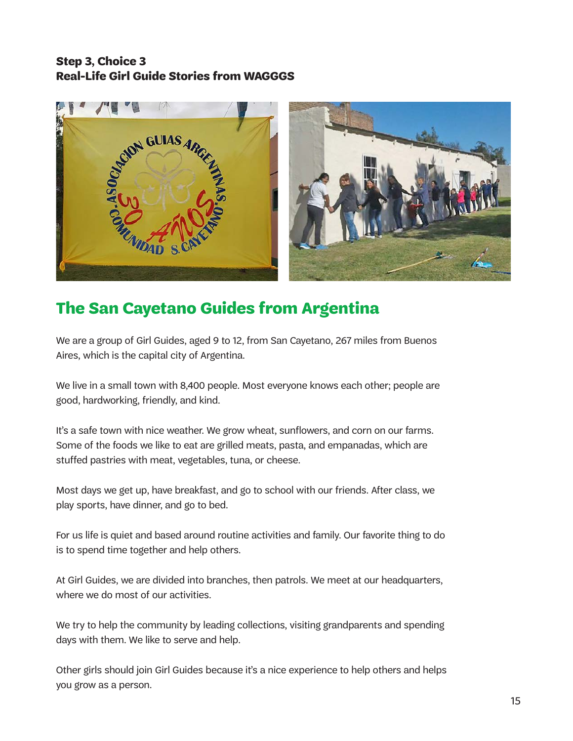**Step 3, Choice 3**
**Real-Life Girl Guide Stories from WAGGGS**

## The San Cayetano Guides from Argentina

We are a group of Girl Guides, aged 9 to 12, from San Cayetano, 267 miles from Buenos Aires, which is the capital city of Argentina.

We live in a small town with 8,400 people. Most everyone knows each other; people are good, hardworking, friendly, and kind.

It's a safe town with nice weather. We grow wheat, sunflowers, and corn on our farms. Some of the foods we like to eat are grilled meats, pasta, and empanadas, which are stuffed pastries with meat, vegetables, tuna, or cheese.

Most days we get up, have breakfast, and go to school with our friends. After class, we play sports, have dinner, and go to bed.

For us life is quiet and based around routine activities and family. Our favorite thing to do is to spend time together and help others.

At Girl Guides, we are divided into branches, then patrols. We meet at our headquarters, where we do most of our activities.

We try to help the community by leading collections, visiting grandparents and spending days with them. We like to serve and help.

Other girls should join Girl Guides because it's a nice experience to help others and helps you grow as a person.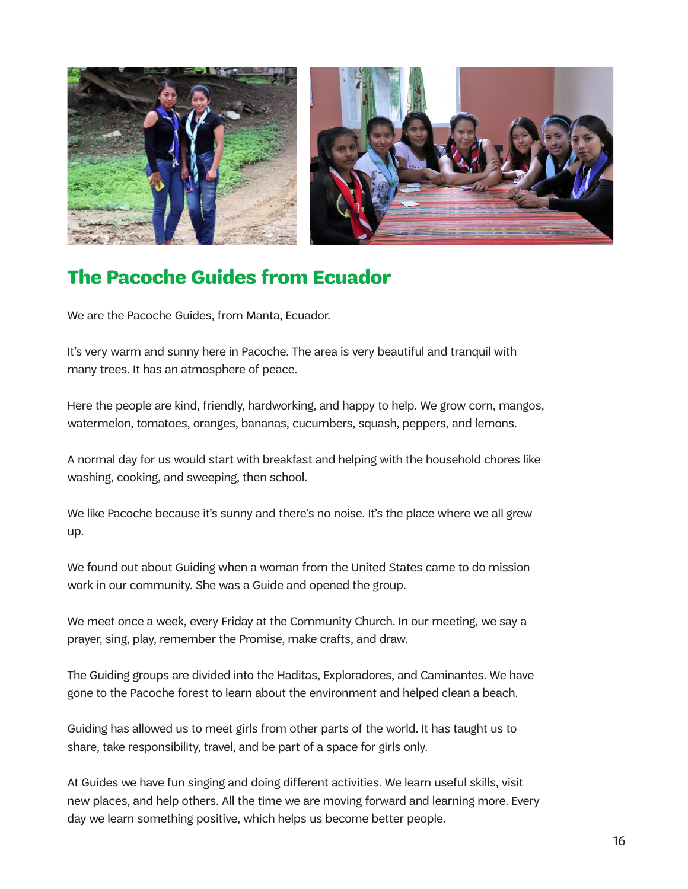## The Pacoche Guides from Ecuador

We are the Pacoche Guides, from Manta, Ecuador.

It's very warm and sunny here in Pacoche. The area is very beautiful and tranquil with many trees. It has an atmosphere of peace.

Here the people are kind, friendly, hardworking, and happy to help. We grow corn, mangos, watermelon, tomatoes, oranges, bananas, cucumbers, squash, peppers, and lemons.

A normal day for us would start with breakfast and helping with the household chores like washing, cooking, and sweeping, then school.

We like Pacoche because it's sunny and there's no noise. It's the place where we all grew up.

We found out about Guiding when a woman from the United States came to do mission work in our community. She was a Guide and opened the group.

We meet once a week, every Friday at the Community Church. In our meeting, we say a prayer, sing, play, remember the Promise, make crafts, and draw.

The Guiding groups are divided into the Haditas, Exploradores, and Caminantes. We have gone to the Pacoche forest to learn about the environment and helped clean a beach.

Guiding has allowed us to meet girls from other parts of the world. It has taught us to share, take responsibility, travel, and be part of a space for girls only.

At Guides we have fun singing and doing different activities. We learn useful skills, visit new places, and help others. All the time we are moving forward and learning more. Every day we learn something positive, which helps us become better people.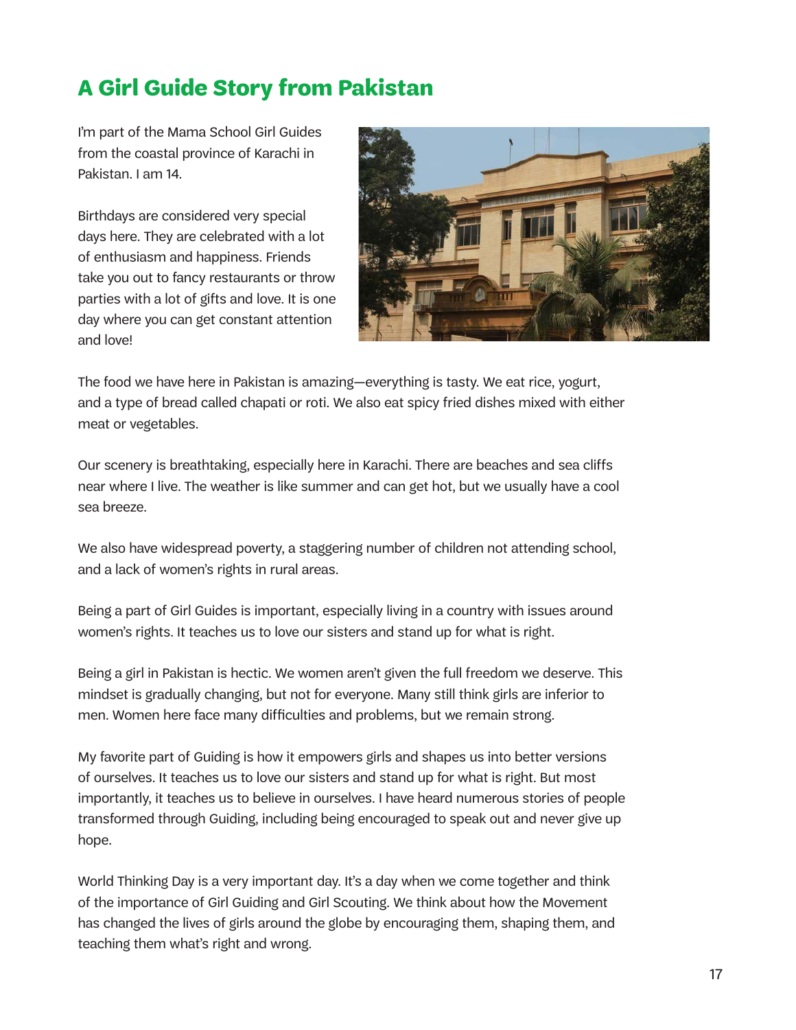# A Girl Guide Story from Pakistan

I'm part of the Mama School Girl Guides from the coastal province of Karachi in Pakistan. I am 14.

Birthdays are considered very special days here. They are celebrated with a lot of enthusiasm and happiness. Friends take you out to fancy restaurants or throw parties with a lot of gifts and love. It is one day where you can get constant attention and love!

The food we have here in Pakistan is amazing—everything is tasty. We eat rice, yogurt, and a type of bread called chapati or roti. We also eat spicy fried dishes mixed with either meat or vegetables.

Our scenery is breathtaking, especially here in Karachi. There are beaches and sea cliffs near where I live. The weather is like summer and can get hot, but we usually have a cool sea breeze.

We also have widespread poverty, a staggering number of children not attending school, and a lack of women's rights in rural areas.

Being a part of Girl Guides is important, especially living in a country with issues around women's rights. It teaches us to love our sisters and stand up for what is right.

Being a girl in Pakistan is hectic. We women aren't given the full freedom we deserve. This mindset is gradually changing, but not for everyone. Many still think girls are inferior to men. Women here face many difficulties and problems, but we remain strong.

My favorite part of Guiding is how it empowers girls and shapes us into better versions of ourselves. It teaches us to love our sisters and stand up for what is right. But most importantly, it teaches us to believe in ourselves. I have heard numerous stories of people transformed through Guiding, including being encouraged to speak out and never give up hope.

World Thinking Day is a very important day. It's a day when we come together and think of the importance of Girl Guiding and Girl Scouting. We think about how the Movement has changed the lives of girls around the globe by encouraging them, shaping them, and teaching them what's right and wrong.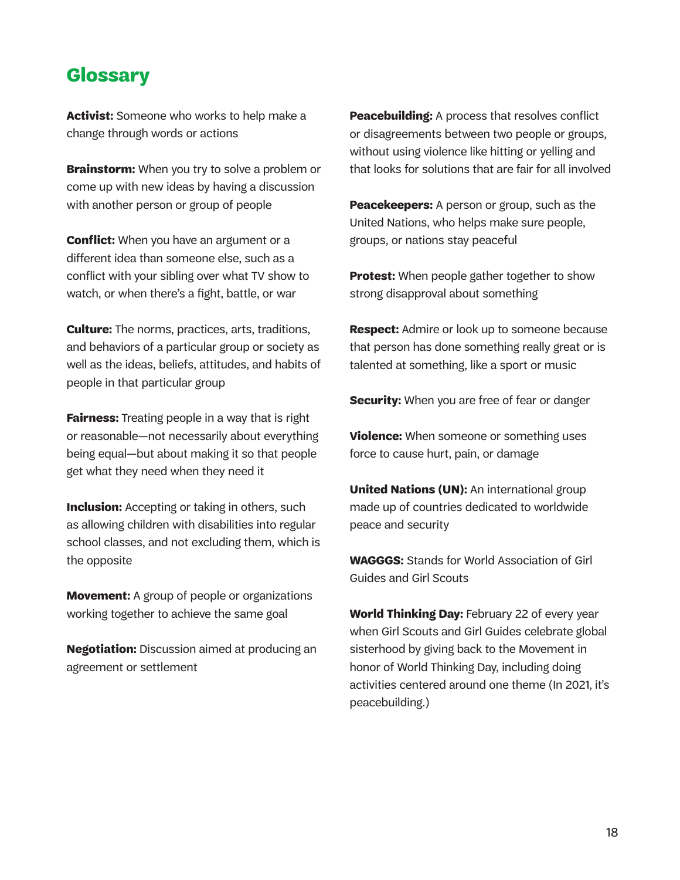## Glossary

**Activist:** Someone who works to help make a change through words or actions

**Brainstorm:** When you try to solve a problem or come up with new ideas by having a discussion with another person or group of people

**Conflict:** When you have an argument or a different idea than someone else, such as a conflict with your sibling over what TV show to watch, or when there's a fight, battle, or war

**Culture:** The norms, practices, arts, traditions, and behaviors of a particular group or society as well as the ideas, beliefs, attitudes, and habits of people in that particular group

**Fairness:** Treating people in a way that is right or reasonable—not necessarily about everything being equal—but about making it so that people get what they need when they need it

**Inclusion:** Accepting or taking in others, such as allowing children with disabilities into regular school classes, and not excluding them, which is the opposite

**Movement:** A group of people or organizations working together to achieve the same goal

**Negotiation:** Discussion aimed at producing an agreement or settlement

**Peacebuilding:** A process that resolves conflict or disagreements between two people or groups, without using violence like hitting or yelling and that looks for solutions that are fair for all involved

**Peacekeepers:** A person or group, such as the United Nations, who helps make sure people, groups, or nations stay peaceful

**Protest:** When people gather together to show strong disapproval about something

**Respect:** Admire or look up to someone because that person has done something really great or is talented at something, like a sport or music

**Security:** When you are free of fear or danger

**Violence:** When someone or something uses force to cause hurt, pain, or damage

**United Nations (UN):** An international group made up of countries dedicated to worldwide peace and security

**WAGGGS:** Stands for World Association of Girl Guides and Girl Scouts

**World Thinking Day:** February 22 of every year when Girl Scouts and Girl Guides celebrate global sisterhood by giving back to the Movement in honor of World Thinking Day, including doing activities centered around one theme (In 2021, it's peacebuilding.)